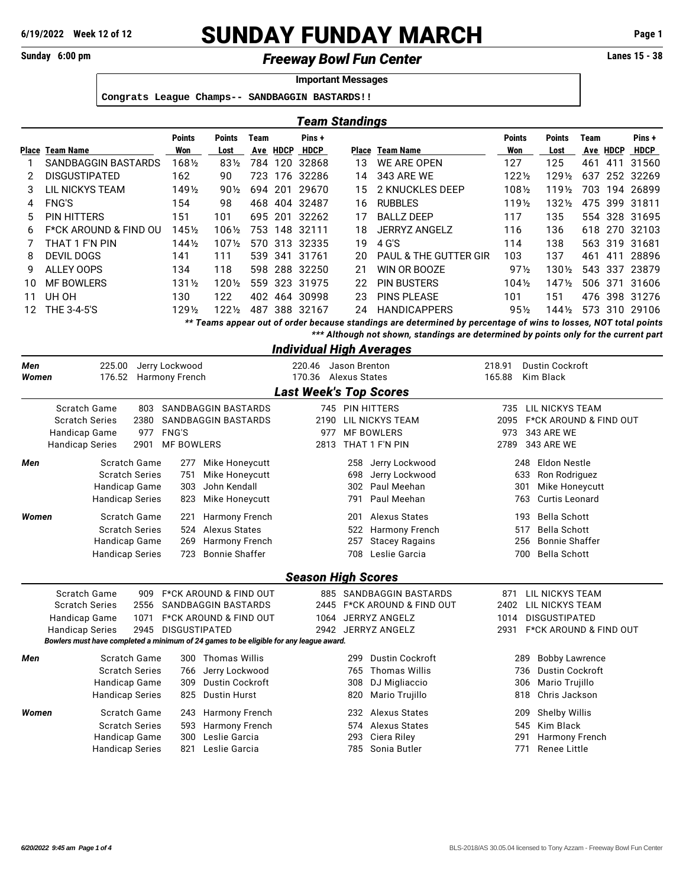# SUNDAY FUNDAY MARCH

6/19/2022 Week 12 of 12

Sunday 6:00 pm

## *Freeway Bowl Fun Center*

Lanes 15 - 38

**Important Messages**

```
Congrats League Champs-- SANDBAGGIN BASTARDS!!
```

## *Team Standings*

| Place | Team Name | Points Won | Points Lost | Team Ave | HDCP | Pins + HDCP | Place | Team Name | Points Won | Points Lost | Team Ave | HDCP | Pins + HDCP |
|---|---|---|---|---|---|---|---|---|---|---|---|---|---|
| 1 | SANDBAGGIN BASTARDS | 168½ | 83½ | 784 | 120 | 32868 | 13 | WE ARE OPEN | 127 | 125 | 461 | 411 | 31560 |
| 2 | DISGUSTIPATED | 162 | 90 | 723 | 176 | 32286 | 14 | 343 ARE WE | 122½ | 129½ | 637 | 252 | 32269 |
| 3 | LIL NICKYS TEAM | 149½ | 90½ | 694 | 201 | 29670 | 15 | 2 KNUCKLES DEEP | 108½ | 119½ | 703 | 194 | 26899 |
| 4 | FNG'S | 154 | 98 | 468 | 404 | 32487 | 16 | RUBBLES | 119½ | 132½ | 475 | 399 | 31811 |
| 5 | PIN HITTERS | 151 | 101 | 695 | 201 | 32262 | 17 | BALLZ DEEP | 117 | 135 | 554 | 328 | 31695 |
| 6 | F*CK AROUND & FIND OU | 145½ | 106½ | 753 | 148 | 32111 | 18 | JERRYZ ANGELZ | 116 | 136 | 618 | 270 | 32103 |
| 7 | THAT 1 F'N PIN | 144½ | 107½ | 570 | 313 | 32335 | 19 | 4 G'S | 114 | 138 | 563 | 319 | 31681 |
| 8 | DEVIL DOGS | 141 | 111 | 539 | 341 | 31761 | 20 | PAUL & THE GUTTER GIR | 103 | 137 | 461 | 411 | 28896 |
| 9 | ALLEY OOPS | 134 | 118 | 598 | 288 | 32250 | 21 | WIN OR BOOZE | 97½ | 130½ | 543 | 337 | 23879 |
| 10 | MF BOWLERS | 131½ | 120½ | 559 | 323 | 31975 | 22 | PIN BUSTERS | 104½ | 147½ | 506 | 371 | 31606 |
| 11 | UH OH | 130 | 122 | 402 | 464 | 30998 | 23 | PINS PLEASE | 101 | 151 | 476 | 398 | 31276 |
| 12 | THE 3-4-5'S | 129½ | 122½ | 487 | 388 | 32167 | 24 | HANDICAPPERS | 95½ | 144½ | 573 | 310 | 29106 |

*\*\* Teams appear out of order because standings are determined by percentage of wins to losses, NOT total points*

*\*\*\* Although not shown, standings are determined by points only for the current part*

## *Individual High Averages*

| | | | | | | |
|---|---|---|---|---|---|---|
| **Men** | 225.00 | Jerry Lockwood | 220.46 | Jason Brenton | 218.91 | Dustin Cockroft |
| **Women** | 176.52 | Harmony French | 170.36 | Alexus States | 165.88 | Kim Black |

## *Last Week's Top Scores*

| | | | | | | |
|---|---|---|---|---|---|---|
| Scratch Game | 803 | SANDBAGGIN BASTARDS | 745 | PIN HITTERS | 735 | LIL NICKYS TEAM |
| Scratch Series | 2380 | SANDBAGGIN BASTARDS | 2190 | LIL NICKYS TEAM | 2095 | F*CK AROUND & FIND OUT |
| Handicap Game | 977 | FNG'S | 977 | MF BOWLERS | 973 | 343 ARE WE |
| Handicap Series | 2901 | MF BOWLERS | 2813 | THAT 1 F'N PIN | 2789 | 343 ARE WE |

| | | | | | | | |
|---|---|---|---|---|---|---|---|
| **Men** | Scratch Game | 277 | Mike Honeycutt | 258 | Jerry Lockwood | 248 | Eldon Nestle |
| | Scratch Series | 751 | Mike Honeycutt | 698 | Jerry Lockwood | 633 | Ron Rodriguez |
| | Handicap Game | 303 | John Kendall | 302 | Paul Meehan | 301 | Mike Honeycutt |
| | Handicap Series | 823 | Mike Honeycutt | 791 | Paul Meehan | 763 | Curtis Leonard |
| **Women** | Scratch Game | 221 | Harmony French | 201 | Alexus States | 193 | Bella Schott |
| | Scratch Series | 524 | Alexus States | 522 | Harmony French | 517 | Bella Schott |
| | Handicap Game | 269 | Harmony French | 257 | Stacey Ragains | 256 | Bonnie Shaffer |
| | Handicap Series | 723 | Bonnie Shaffer | 708 | Leslie Garcia | 700 | Bella Schott |

## *Season High Scores*

| | | | | | | |
|---|---|---|---|---|---|---|
| Scratch Game | 909 | F*CK AROUND & FIND OUT | 885 | SANDBAGGIN BASTARDS | 871 | LIL NICKYS TEAM |
| Scratch Series | 2556 | SANDBAGGIN BASTARDS | 2445 | F*CK AROUND & FIND OUT | 2402 | LIL NICKYS TEAM |
| Handicap Game | 1071 | F*CK AROUND & FIND OUT | 1064 | JERRYZ ANGELZ | 1014 | DISGUSTIPATED |
| Handicap Series | 2945 | DISGUSTIPATED | 2942 | JERRYZ ANGELZ | 2931 | F*CK AROUND & FIND OUT |

*Bowlers must have completed a minimum of 24 games to be eligible for any league award.*

| | | | | | | | |
|---|---|---|---|---|---|---|---|
| **Men** | Scratch Game | 300 | Thomas Willis | 299 | Dustin Cockroft | 289 | Bobby Lawrence |
| | Scratch Series | 766 | Jerry Lockwood | 765 | Thomas Willis | 736 | Dustin Cockroft |
| | Handicap Game | 309 | Dustin Cockroft | 308 | DJ Migliaccio | 306 | Mario Trujillo |
| | Handicap Series | 825 | Dustin Hurst | 820 | Mario Trujillo | 818 | Chris Jackson |
| **Women** | Scratch Game | 243 | Harmony French | 232 | Alexus States | 209 | Shelby Willis |
| | Scratch Series | 593 | Harmony French | 574 | Alexus States | 545 | Kim Black |
| | Handicap Game | 300 | Leslie Garcia | 293 | Ciera Riley | 291 | Harmony French |
| | Handicap Series | 821 | Leslie Garcia | 785 | Sonia Butler | 771 | Renee Little |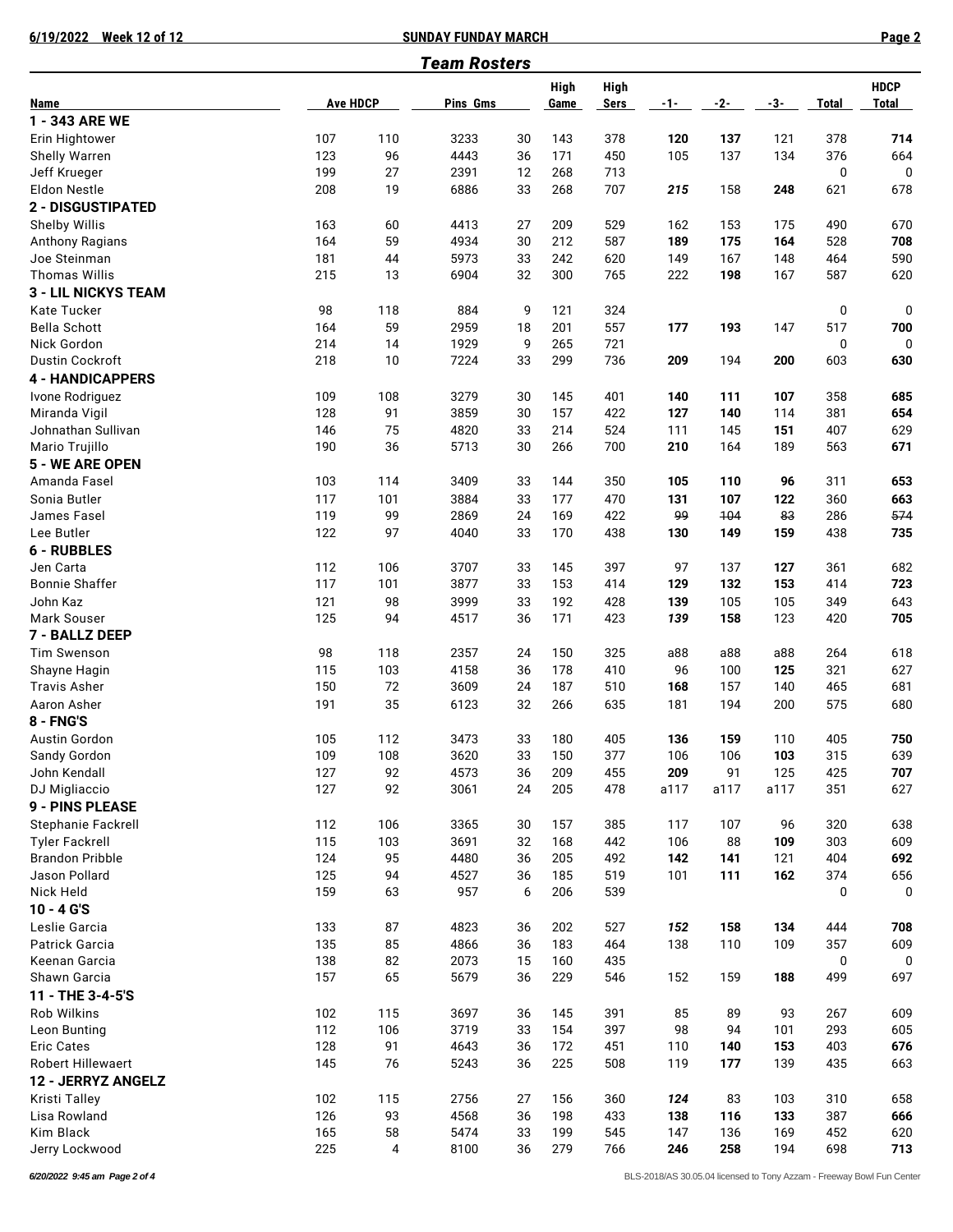## SUNDAY FUNDAY MARCH

6/19/2022 Week 12 of 12

### *Team Rosters*

| Name | Ave | HDCP | Pins | Gms | High Game | High Sers | -1- | -2- | -3- | Total | HDCP Total |
|---|---|---|---|---|---|---|---|---|---|---|---|
| **1 - 343 ARE WE** | | | | | | | | | | | |
| Erin Hightower | 107 | 110 | 3233 | 30 | 143 | 378 | **120** | **137** | 121 | 378 | **714** |
| Shelly Warren | 123 | 96 | 4443 | 36 | 171 | 450 | 105 | 137 | 134 | 376 | 664 |
| Jeff Krueger | 199 | 27 | 2391 | 12 | 268 | 713 | | | | 0 | 0 |
| Eldon Nestle | 208 | 19 | 6886 | 33 | 268 | 707 | ***215*** | 158 | **248** | 621 | 678 |
| **2 - DISGUSTIPATED** | | | | | | | | | | | |
| Shelby Willis | 163 | 60 | 4413 | 27 | 209 | 529 | 162 | 153 | 175 | 490 | 670 |
| Anthony Ragians | 164 | 59 | 4934 | 30 | 212 | 587 | **189** | **175** | **164** | 528 | **708** |
| Joe Steinman | 181 | 44 | 5973 | 33 | 242 | 620 | 149 | 167 | 148 | 464 | 590 |
| Thomas Willis | 215 | 13 | 6904 | 32 | 300 | 765 | 222 | **198** | 167 | 587 | 620 |
| **3 - LIL NICKYS TEAM** | | | | | | | | | | | |
| Kate Tucker | 98 | 118 | 884 | 9 | 121 | 324 | | | | 0 | 0 |
| Bella Schott | 164 | 59 | 2959 | 18 | 201 | 557 | **177** | **193** | 147 | 517 | **700** |
| Nick Gordon | 214 | 14 | 1929 | 9 | 265 | 721 | | | | 0 | 0 |
| Dustin Cockroft | 218 | 10 | 7224 | 33 | 299 | 736 | **209** | 194 | **200** | 603 | **630** |
| **4 - HANDICAPPERS** | | | | | | | | | | | |
| Ivone Rodriguez | 109 | 108 | 3279 | 30 | 145 | 401 | **140** | **111** | **107** | 358 | **685** |
| Miranda Vigil | 128 | 91 | 3859 | 30 | 157 | 422 | **127** | **140** | 114 | 381 | **654** |
| Johnathan Sullivan | 146 | 75 | 4820 | 33 | 214 | 524 | 111 | 145 | **151** | 407 | 629 |
| Mario Trujillo | 190 | 36 | 5713 | 30 | 266 | 700 | **210** | 164 | 189 | 563 | **671** |
| **5 - WE ARE OPEN** | | | | | | | | | | | |
| Amanda Fasel | 103 | 114 | 3409 | 33 | 144 | 350 | **105** | **110** | **96** | 311 | **653** |
| Sonia Butler | 117 | 101 | 3884 | 33 | 177 | 470 | **131** | **107** | **122** | 360 | **663** |
| James Fasel | 119 | 99 | 2869 | 24 | 169 | 422 | ~~99~~ | ~~104~~ | ~~83~~ | 286 | ~~574~~ |
| Lee Butler | 122 | 97 | 4040 | 33 | 170 | 438 | **130** | **149** | **159** | 438 | **735** |
| **6 - RUBBLES** | | | | | | | | | | | |
| Jen Carta | 112 | 106 | 3707 | 33 | 145 | 397 | 97 | 137 | **127** | 361 | 682 |
| Bonnie Shaffer | 117 | 101 | 3877 | 33 | 153 | 414 | **129** | **132** | **153** | 414 | **723** |
| John Kaz | 121 | 98 | 3999 | 33 | 192 | 428 | **139** | 105 | 105 | 349 | 643 |
| Mark Souser | 125 | 94 | 4517 | 36 | 171 | 423 | ***139*** | **158** | 123 | 420 | **705** |
| **7 - BALLZ DEEP** | | | | | | | | | | | |
| Tim Swenson | 98 | 118 | 2357 | 24 | 150 | 325 | a88 | a88 | a88 | 264 | 618 |
| Shayne Hagin | 115 | 103 | 4158 | 36 | 178 | 410 | 96 | 100 | **125** | 321 | 627 |
| Travis Asher | 150 | 72 | 3609 | 24 | 187 | 510 | **168** | 157 | 140 | 465 | 681 |
| Aaron Asher | 191 | 35 | 6123 | 32 | 266 | 635 | 181 | 194 | 200 | 575 | 680 |
| **8 - FNG'S** | | | | | | | | | | | |
| Austin Gordon | 105 | 112 | 3473 | 33 | 180 | 405 | **136** | **159** | 110 | 405 | **750** |
| Sandy Gordon | 109 | 108 | 3620 | 33 | 150 | 377 | 106 | 106 | **103** | 315 | 639 |
| John Kendall | 127 | 92 | 4573 | 36 | 209 | 455 | **209** | 91 | 125 | 425 | **707** |
| DJ Migliaccio | 127 | 92 | 3061 | 24 | 205 | 478 | a117 | a117 | a117 | 351 | 627 |
| **9 - PINS PLEASE** | | | | | | | | | | | |
| Stephanie Fackrell | 112 | 106 | 3365 | 30 | 157 | 385 | 117 | 107 | 96 | 320 | 638 |
| Tyler Fackrell | 115 | 103 | 3691 | 32 | 168 | 442 | 106 | 88 | **109** | 303 | 609 |
| Brandon Pribble | 124 | 95 | 4480 | 36 | 205 | 492 | **142** | **141** | 121 | 404 | **692** |
| Jason Pollard | 125 | 94 | 4527 | 36 | 185 | 519 | 101 | **111** | **162** | 374 | 656 |
| Nick Held | 159 | 63 | 957 | 6 | 206 | 539 | | | | 0 | 0 |
| **10 - 4 G'S** | | | | | | | | | | | |
| Leslie Garcia | 133 | 87 | 4823 | 36 | 202 | 527 | ***152*** | **158** | **134** | 444 | **708** |
| Patrick Garcia | 135 | 85 | 4866 | 36 | 183 | 464 | 138 | 110 | 109 | 357 | 609 |
| Keenan Garcia | 138 | 82 | 2073 | 15 | 160 | 435 | | | | 0 | 0 |
| Shawn Garcia | 157 | 65 | 5679 | 36 | 229 | 546 | 152 | 159 | **188** | 499 | 697 |
| **11 - THE 3-4-5'S** | | | | | | | | | | | |
| Rob Wilkins | 102 | 115 | 3697 | 36 | 145 | 391 | 85 | 89 | 93 | 267 | 609 |
| Leon Bunting | 112 | 106 | 3719 | 33 | 154 | 397 | 98 | 94 | 101 | 293 | 605 |
| Eric Cates | 128 | 91 | 4643 | 36 | 172 | 451 | 110 | **140** | **153** | 403 | **676** |
| Robert Hillewaert | 145 | 76 | 5243 | 36 | 225 | 508 | 119 | **177** | 139 | 435 | 663 |
| **12 - JERRYZ ANGELZ** | | | | | | | | | | | |
| Kristi Talley | 102 | 115 | 2756 | 27 | 156 | 360 | ***124*** | 83 | 103 | 310 | 658 |
| Lisa Rowland | 126 | 93 | 4568 | 36 | 198 | 433 | **138** | **116** | **133** | 387 | **666** |
| Kim Black | 165 | 58 | 5474 | 33 | 199 | 545 | 147 | 136 | 169 | 452 | 620 |
| Jerry Lockwood | 225 | 4 | 8100 | 36 | 279 | 766 | **246** | **258** | 194 | 698 | **713** |

*6/20/2022 9:45 am*

BLS-2018/AS 30.05.04 licensed to Tony Azzam - Freeway Bowl Fun Center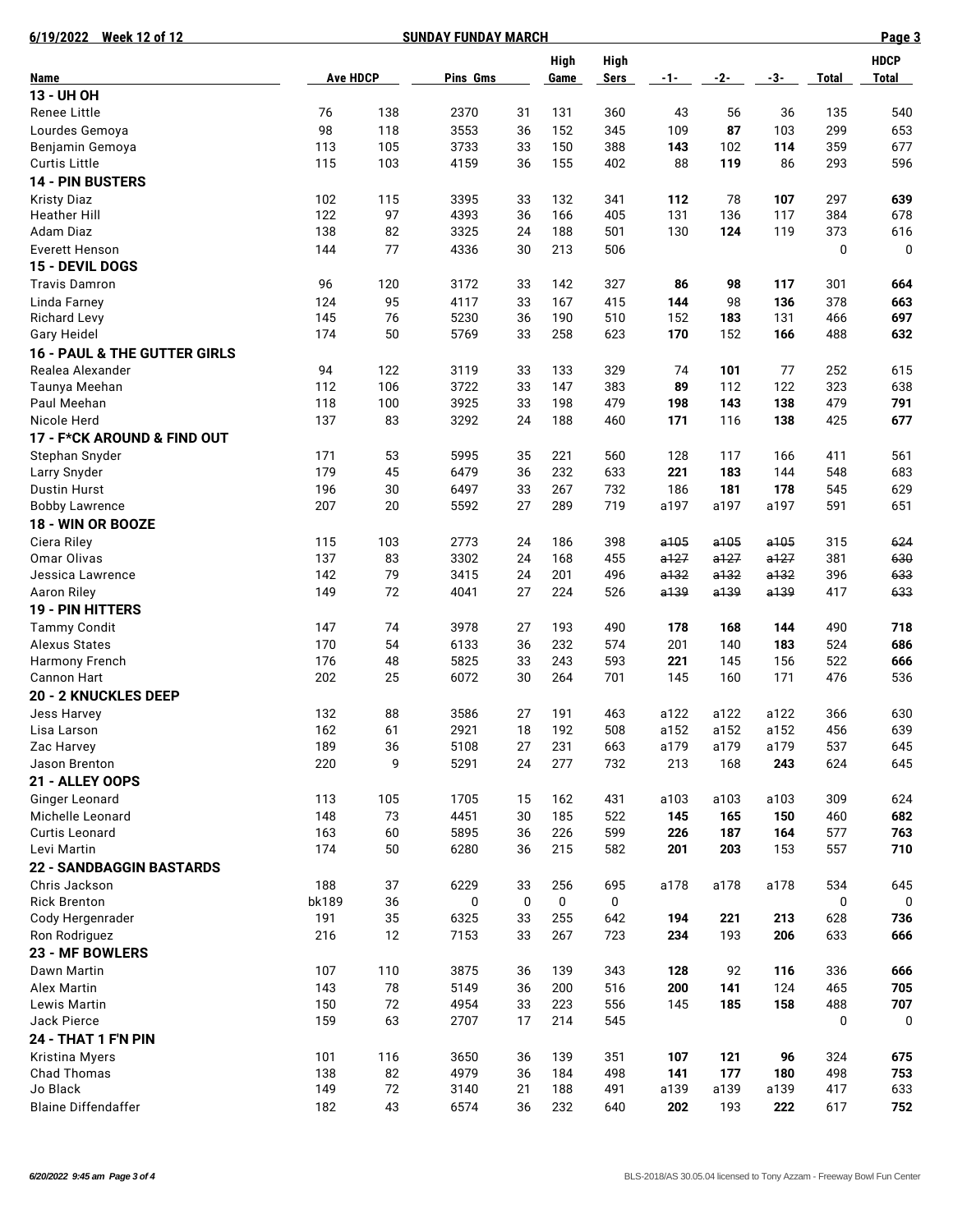**6/19/2022 Week 12 of 12** **SUNDAY FUNDAY MARCH**

| Name | Ave | HDCP | Pins | Gms | High Game | High Sers | -1- | -2- | -3- | Total | HDCP Total |
|---|---|---|---|---|---|---|---|---|---|---|---|
| **13 - UH OH** | | | | | | | | | | | |
| Renee Little | 76 | 138 | 2370 | 31 | 131 | 360 | 43 | 56 | 36 | 135 | 540 |
| Lourdes Gemoya | 98 | 118 | 3553 | 36 | 152 | 345 | 109 | **87** | 103 | 299 | 653 |
| Benjamin Gemoya | 113 | 105 | 3733 | 33 | 150 | 388 | **143** | 102 | **114** | 359 | 677 |
| Curtis Little | 115 | 103 | 4159 | 36 | 155 | 402 | 88 | **119** | 86 | 293 | 596 |
| **14 - PIN BUSTERS** | | | | | | | | | | | |
| Kristy Diaz | 102 | 115 | 3395 | 33 | 132 | 341 | **112** | 78 | **107** | 297 | **639** |
| Heather Hill | 122 | 97 | 4393 | 36 | 166 | 405 | 131 | 136 | 117 | 384 | 678 |
| Adam Diaz | 138 | 82 | 3325 | 24 | 188 | 501 | 130 | **124** | 119 | 373 | 616 |
| Everett Henson | 144 | 77 | 4336 | 30 | 213 | 506 | | | | 0 | 0 |
| **15 - DEVIL DOGS** | | | | | | | | | | | |
| Travis Damron | 96 | 120 | 3172 | 33 | 142 | 327 | **86** | **98** | **117** | 301 | **664** |
| Linda Farney | 124 | 95 | 4117 | 33 | 167 | 415 | **144** | 98 | **136** | 378 | **663** |
| Richard Levy | 145 | 76 | 5230 | 36 | 190 | 510 | 152 | **183** | 131 | 466 | **697** |
| Gary Heidel | 174 | 50 | 5769 | 33 | 258 | 623 | **170** | 152 | **166** | 488 | **632** |
| **16 - PAUL & THE GUTTER GIRLS** | | | | | | | | | | | |
| Realea Alexander | 94 | 122 | 3119 | 33 | 133 | 329 | 74 | **101** | 77 | 252 | 615 |
| Taunya Meehan | 112 | 106 | 3722 | 33 | 147 | 383 | **89** | 112 | 122 | 323 | 638 |
| Paul Meehan | 118 | 100 | 3925 | 33 | 198 | 479 | **198** | **143** | **138** | 479 | **791** |
| Nicole Herd | 137 | 83 | 3292 | 24 | 188 | 460 | **171** | 116 | **138** | 425 | **677** |
| **17 - F*CK AROUND & FIND OUT** | | | | | | | | | | | |
| Stephan Snyder | 171 | 53 | 5995 | 35 | 221 | 560 | 128 | 117 | 166 | 411 | 561 |
| Larry Snyder | 179 | 45 | 6479 | 36 | 232 | 633 | **221** | **183** | 144 | 548 | 683 |
| Dustin Hurst | 196 | 30 | 6497 | 33 | 267 | 732 | 186 | **181** | **178** | 545 | 629 |
| Bobby Lawrence | 207 | 20 | 5592 | 27 | 289 | 719 | a197 | a197 | a197 | 591 | 651 |
| **18 - WIN OR BOOZE** | | | | | | | | | | | |
| Ciera Riley | 115 | 103 | 2773 | 24 | 186 | 398 | ~~a105~~ | ~~a105~~ | ~~a105~~ | 315 | ~~624~~ |
| Omar Olivas | 137 | 83 | 3302 | 24 | 168 | 455 | ~~a127~~ | ~~a127~~ | ~~a127~~ | 381 | ~~630~~ |
| Jessica Lawrence | 142 | 79 | 3415 | 24 | 201 | 496 | ~~a132~~ | ~~a132~~ | ~~a132~~ | 396 | ~~633~~ |
| Aaron Riley | 149 | 72 | 4041 | 27 | 224 | 526 | ~~a139~~ | ~~a139~~ | ~~a139~~ | 417 | ~~633~~ |
| **19 - PIN HITTERS** | | | | | | | | | | | |
| Tammy Condit | 147 | 74 | 3978 | 27 | 193 | 490 | **178** | **168** | **144** | 490 | **718** |
| Alexus States | 170 | 54 | 6133 | 36 | 232 | 574 | **201** | 140 | **183** | 524 | **686** |
| Harmony French | 176 | 48 | 5825 | 33 | 243 | 593 | **221** | 145 | 156 | 522 | **666** |
| Cannon Hart | 202 | 25 | 6072 | 30 | 264 | 701 | 145 | 160 | 171 | 476 | 536 |
| **20 - 2 KNUCKLES DEEP** | | | | | | | | | | | |
| Jess Harvey | 132 | 88 | 3586 | 27 | 191 | 463 | a122 | a122 | a122 | 366 | 630 |
| Lisa Larson | 162 | 61 | 2921 | 18 | 192 | 508 | a152 | a152 | a152 | 456 | 639 |
| Zac Harvey | 189 | 36 | 5108 | 27 | 231 | 663 | a179 | a179 | a179 | 537 | 645 |
| Jason Brenton | 220 | 9 | 5291 | 24 | 277 | 732 | 213 | 168 | **243** | 624 | 645 |
| **21 - ALLEY OOPS** | | | | | | | | | | | |
| Ginger Leonard | 113 | 105 | 1705 | 15 | 162 | 431 | a103 | a103 | a103 | 309 | 624 |
| Michelle Leonard | 148 | 73 | 4451 | 30 | 185 | 522 | **145** | **165** | **150** | 460 | **682** |
| Curtis Leonard | 163 | 60 | 5895 | 36 | 226 | 599 | **226** | **187** | **164** | 577 | **763** |
| Levi Martin | 174 | 50 | 6280 | 36 | 215 | 582 | **201** | **203** | 153 | 557 | **710** |
| **22 - SANDBAGGIN BASTARDS** | | | | | | | | | | | |
| Chris Jackson | 188 | 37 | 6229 | 33 | 256 | 695 | a178 | a178 | a178 | 534 | 645 |
| Rick Brenton | bk189 | 36 | 0 | 0 | 0 | 0 | | | | 0 | 0 |
| Cody Hergenrader | 191 | 35 | 6325 | 33 | 255 | 642 | **194** | **221** | **213** | 628 | **736** |
| Ron Rodriguez | 216 | 12 | 7153 | 33 | 267 | 723 | **234** | 193 | **206** | 633 | 666 |
| **23 - MF BOWLERS** | | | | | | | | | | | |
| Dawn Martin | 107 | 110 | 3875 | 36 | 139 | 343 | **128** | 92 | **116** | 336 | **666** |
| Alex Martin | 143 | 78 | 5149 | 36 | 200 | 516 | **200** | **141** | 124 | 465 | **705** |
| Lewis Martin | 150 | 72 | 4954 | 33 | 223 | 556 | 145 | **185** | **158** | 488 | **707** |
| Jack Pierce | 159 | 63 | 2707 | 17 | 214 | 545 | | | | 0 | 0 |
| **24 - THAT 1 F'N PIN** | | | | | | | | | | | |
| Kristina Myers | 101 | 116 | 3650 | 36 | 139 | 351 | **107** | **121** | **96** | 324 | **675** |
| Chad Thomas | 138 | 82 | 4979 | 36 | 184 | 498 | **141** | **177** | **180** | 498 | **753** |
| Jo Black | 149 | 72 | 3140 | 21 | 188 | 491 | a139 | a139 | a139 | 417 | 633 |
| Blaine Diffendaffer | 182 | 43 | 6574 | 36 | 232 | 640 | **202** | 193 | **222** | 617 | **752** |

BLS-2018/AS 30.05.04 licensed to Tony Azzam - Freeway Bowl Fun Center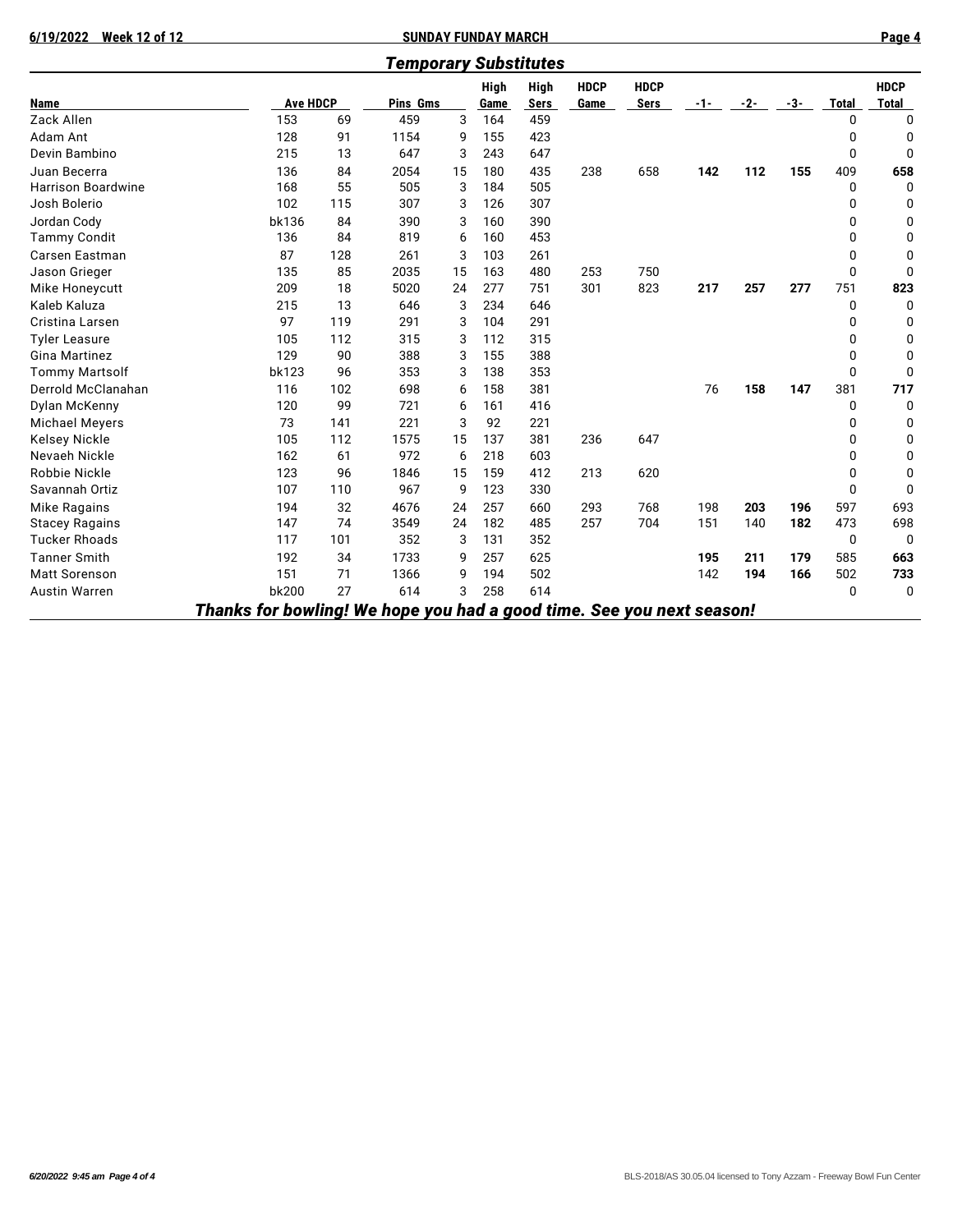## Temporary Substitutes

| Name | Ave | HDCP | Pins | Gms | High Game | High Sers | HDCP Game | HDCP Sers | -1- | -2- | -3- | Total | HDCP Total |
|---|---|---|---|---|---|---|---|---|---|---|---|---|---|
| Zack Allen | 153 | 69 | 459 | 3 | 164 | 459 | | | | | | 0 | 0 |
| Adam Ant | 128 | 91 | 1154 | 9 | 155 | 423 | | | | | | 0 | 0 |
| Devin Bambino | 215 | 13 | 647 | 3 | 243 | 647 | | | | | | 0 | 0 |
| Juan Becerra | 136 | 84 | 2054 | 15 | 180 | 435 | 238 | 658 | **142** | **112** | **155** | 409 | **658** |
| Harrison Boardwine | 168 | 55 | 505 | 3 | 184 | 505 | | | | | | 0 | 0 |
| Josh Bolerio | 102 | 115 | 307 | 3 | 126 | 307 | | | | | | 0 | 0 |
| Jordan Cody | bk136 | 84 | 390 | 3 | 160 | 390 | | | | | | 0 | 0 |
| Tammy Condit | 136 | 84 | 819 | 6 | 160 | 453 | | | | | | 0 | 0 |
| Carsen Eastman | 87 | 128 | 261 | 3 | 103 | 261 | | | | | | 0 | 0 |
| Jason Grieger | 135 | 85 | 2035 | 15 | 163 | 480 | 253 | 750 | | | | 0 | 0 |
| Mike Honeycutt | 209 | 18 | 5020 | 24 | 277 | 751 | 301 | 823 | **217** | **257** | **277** | 751 | **823** |
| Kaleb Kaluza | 215 | 13 | 646 | 3 | 234 | 646 | | | | | | 0 | 0 |
| Cristina Larsen | 97 | 119 | 291 | 3 | 104 | 291 | | | | | | 0 | 0 |
| Tyler Leasure | 105 | 112 | 315 | 3 | 112 | 315 | | | | | | 0 | 0 |
| Gina Martinez | 129 | 90 | 388 | 3 | 155 | 388 | | | | | | 0 | 0 |
| Tommy Martsolf | bk123 | 96 | 353 | 3 | 138 | 353 | | | | | | 0 | 0 |
| Derrold McClanahan | 116 | 102 | 698 | 6 | 158 | 381 | | | 76 | **158** | **147** | 381 | **717** |
| Dylan McKenny | 120 | 99 | 721 | 6 | 161 | 416 | | | | | | 0 | 0 |
| Michael Meyers | 73 | 141 | 221 | 3 | 92 | 221 | | | | | | 0 | 0 |
| Kelsey Nickle | 105 | 112 | 1575 | 15 | 137 | 381 | 236 | 647 | | | | 0 | 0 |
| Nevaeh Nickle | 162 | 61 | 972 | 6 | 218 | 603 | | | | | | 0 | 0 |
| Robbie Nickle | 123 | 96 | 1846 | 15 | 159 | 412 | 213 | 620 | | | | 0 | 0 |
| Savannah Ortiz | 107 | 110 | 967 | 9 | 123 | 330 | | | | | | 0 | 0 |
| Mike Ragains | 194 | 32 | 4676 | 24 | 257 | 660 | 293 | 768 | 198 | **203** | **196** | 597 | 693 |
| Stacey Ragains | 147 | 74 | 3549 | 24 | 182 | 485 | 257 | 704 | 151 | 140 | **182** | 473 | 698 |
| Tucker Rhoads | 117 | 101 | 352 | 3 | 131 | 352 | | | | | | 0 | 0 |
| Tanner Smith | 192 | 34 | 1733 | 9 | 257 | 625 | | | **195** | **211** | **179** | 585 | **663** |
| Matt Sorenson | 151 | 71 | 1366 | 9 | 194 | 502 | | | 142 | **194** | **166** | 502 | **733** |
| Austin Warren | bk200 | 27 | 614 | 3 | 258 | 614 | | | | | | 0 | 0 |

***Thanks for bowling! We hope you had a good time. See you next season!***